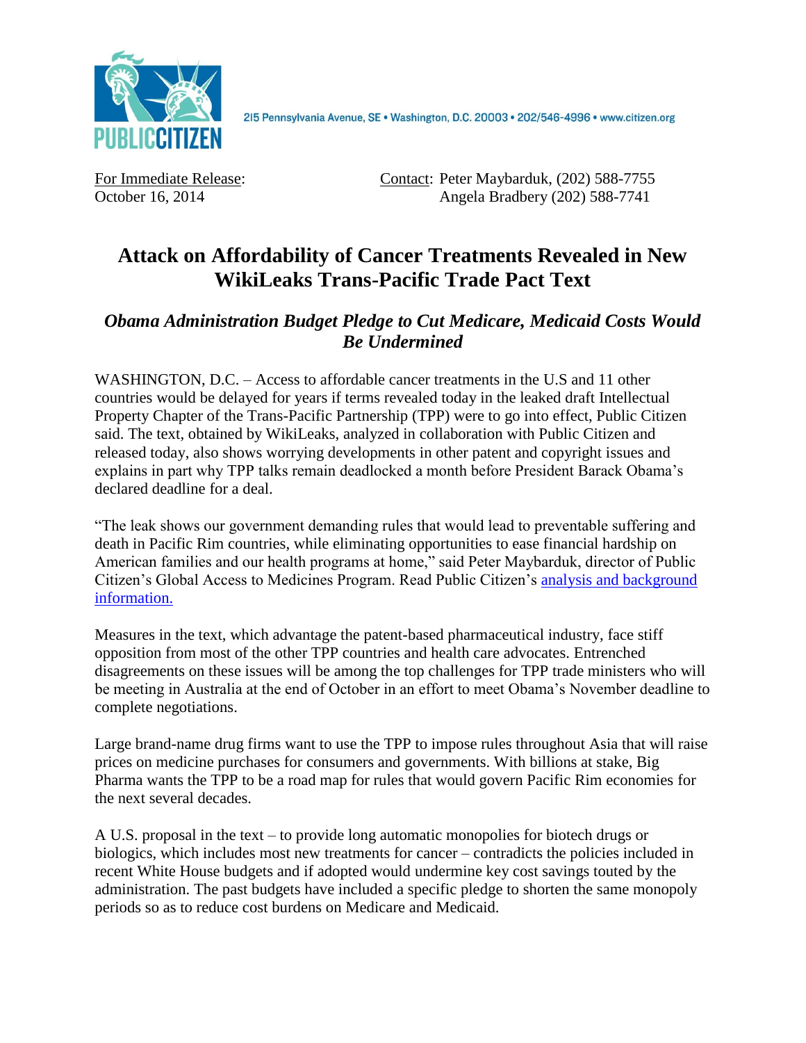PUBLIC CITIZEN

215 Pennsylvania Avenue, SE • Washington, D.C. 20003 • 202/546-4996 • www.citizen.org

For Immediate Release:
October 16, 2014

Contact: Peter Maybarduk, (202) 588-7755
Angela Bradbery (202) 588-7741

# Attack on Affordability of Cancer Treatments Revealed in New WikiLeaks Trans-Pacific Trade Pact Text

## *Obama Administration Budget Pledge to Cut Medicare, Medicaid Costs Would Be Undermined*

WASHINGTON, D.C. – Access to affordable cancer treatments in the U.S and 11 other countries would be delayed for years if terms revealed today in the leaked draft Intellectual Property Chapter of the Trans-Pacific Partnership (TPP) were to go into effect, Public Citizen said. The text, obtained by WikiLeaks, analyzed in collaboration with Public Citizen and released today, also shows worrying developments in other patent and copyright issues and explains in part why TPP talks remain deadlocked a month before President Barack Obama's declared deadline for a deal.

"The leak shows our government demanding rules that would lead to preventable suffering and death in Pacific Rim countries, while eliminating opportunities to ease financial hardship on American families and our health programs at home," said Peter Maybarduk, director of Public Citizen's Global Access to Medicines Program. Read Public Citizen's analysis and background information.

Measures in the text, which advantage the patent-based pharmaceutical industry, face stiff opposition from most of the other TPP countries and health care advocates. Entrenched disagreements on these issues will be among the top challenges for TPP trade ministers who will be meeting in Australia at the end of October in an effort to meet Obama's November deadline to complete negotiations.

Large brand-name drug firms want to use the TPP to impose rules throughout Asia that will raise prices on medicine purchases for consumers and governments. With billions at stake, Big Pharma wants the TPP to be a road map for rules that would govern Pacific Rim economies for the next several decades.

A U.S. proposal in the text – to provide long automatic monopolies for biotech drugs or biologics, which includes most new treatments for cancer – contradicts the policies included in recent White House budgets and if adopted would undermine key cost savings touted by the administration. The past budgets have included a specific pledge to shorten the same monopoly periods so as to reduce cost burdens on Medicare and Medicaid.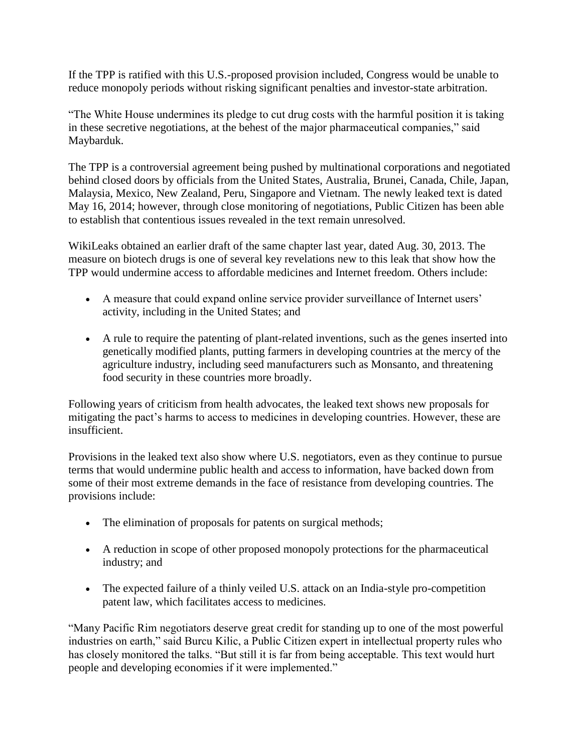If the TPP is ratified with this U.S.-proposed provision included, Congress would be unable to reduce monopoly periods without risking significant penalties and investor-state arbitration.

“The White House undermines its pledge to cut drug costs with the harmful position it is taking in these secretive negotiations, at the behest of the major pharmaceutical companies,” said Maybarduk.

The TPP is a controversial agreement being pushed by multinational corporations and negotiated behind closed doors by officials from the United States, Australia, Brunei, Canada, Chile, Japan, Malaysia, Mexico, New Zealand, Peru, Singapore and Vietnam. The newly leaked text is dated May 16, 2014; however, through close monitoring of negotiations, Public Citizen has been able to establish that contentious issues revealed in the text remain unresolved.

WikiLeaks obtained an earlier draft of the same chapter last year, dated Aug. 30, 2013. The measure on biotech drugs is one of several key revelations new to this leak that show how the TPP would undermine access to affordable medicines and Internet freedom. Others include:

- A measure that could expand online service provider surveillance of Internet users’ activity, including in the United States; and
- A rule to require the patenting of plant-related inventions, such as the genes inserted into genetically modified plants, putting farmers in developing countries at the mercy of the agriculture industry, including seed manufacturers such as Monsanto, and threatening food security in these countries more broadly.

Following years of criticism from health advocates, the leaked text shows new proposals for mitigating the pact’s harms to access to medicines in developing countries. However, these are insufficient.

Provisions in the leaked text also show where U.S. negotiators, even as they continue to pursue terms that would undermine public health and access to information, have backed down from some of their most extreme demands in the face of resistance from developing countries. The provisions include:

- The elimination of proposals for patents on surgical methods;
- A reduction in scope of other proposed monopoly protections for the pharmaceutical industry; and
- The expected failure of a thinly veiled U.S. attack on an India-style pro-competition patent law, which facilitates access to medicines.

“Many Pacific Rim negotiators deserve great credit for standing up to one of the most powerful industries on earth,” said Burcu Kilic, a Public Citizen expert in intellectual property rules who has closely monitored the talks. “But still it is far from being acceptable. This text would hurt people and developing economies if it were implemented.”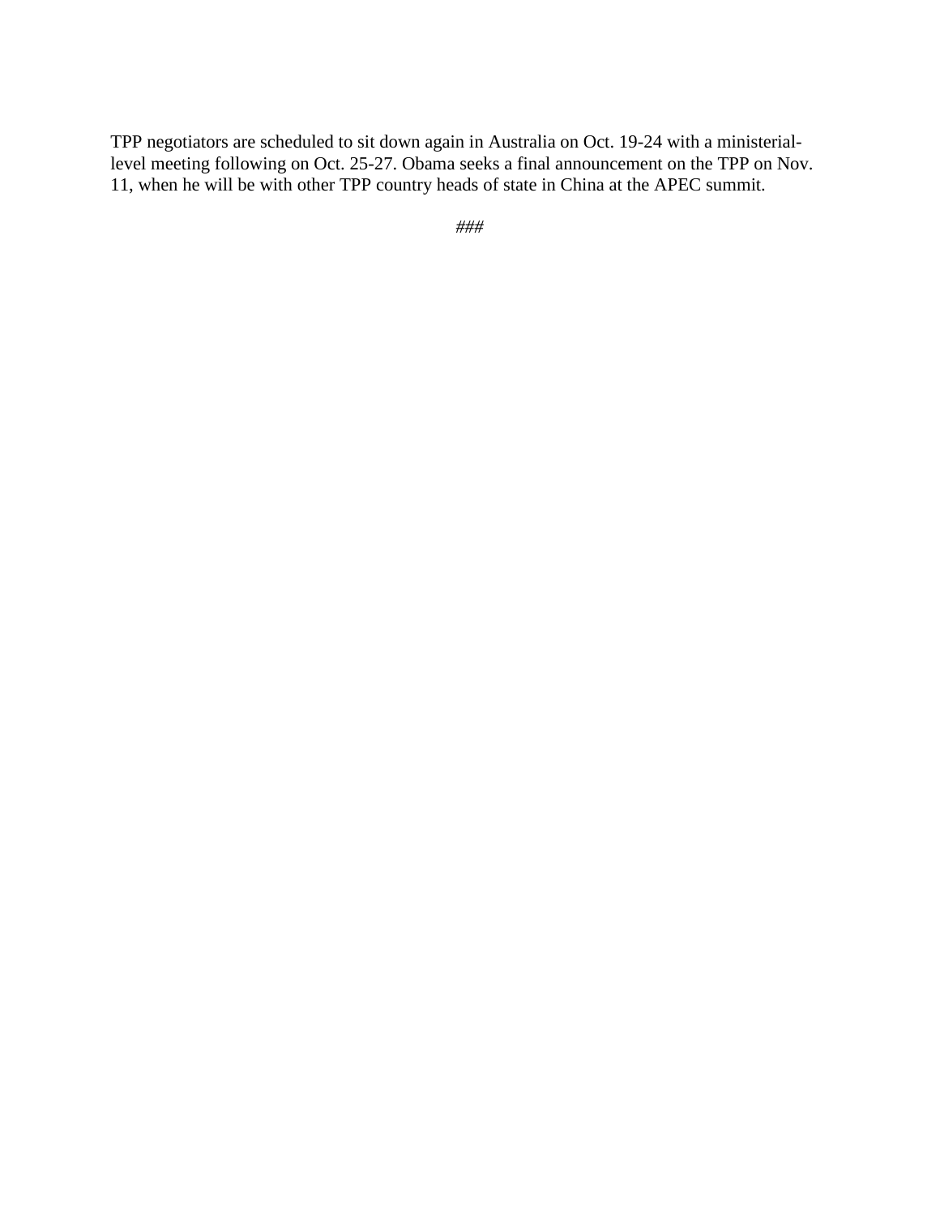TPP negotiators are scheduled to sit down again in Australia on Oct. 19-24 with a ministerial-level meeting following on Oct. 25-27. Obama seeks a final announcement on the TPP on Nov. 11, when he will be with other TPP country heads of state in China at the APEC summit.

###